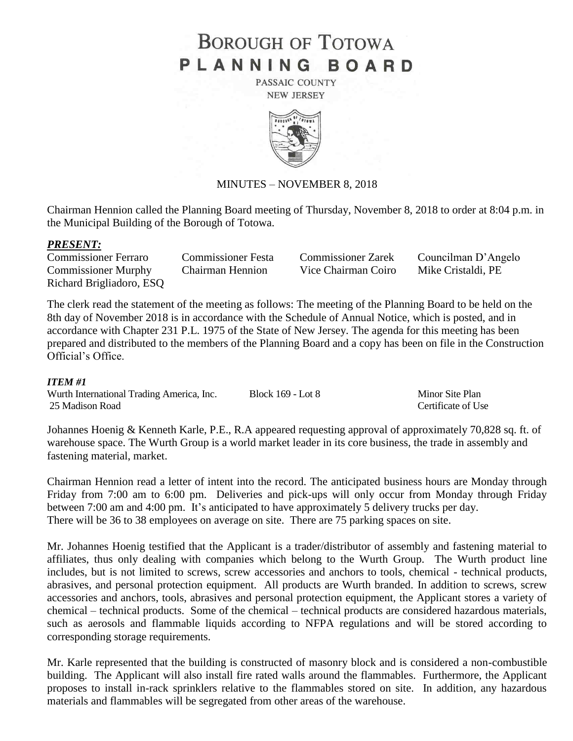# BOROUGH OF TOTOWA

# PLANNING BOARD

PASSAIC COUNTY

NEW JERSEY

MINUTES – NOVEMBER 8, 2018

Chairman Hennion called the Planning Board meeting of Thursday, November 8, 2018 to order at 8:04 p.m. in the Municipal Building of the Borough of Totowa.

***PRESENT:***

| | | | |
|---|---|---|---|
| Commissioner Ferraro | Commissioner Festa | Commissioner Zarek | Councilman D'Angelo |
| Commissioner Murphy | Chairman Hennion | Vice Chairman Coiro | Mike Cristaldi, PE |
| Richard Brigliadoro, ESQ | | | |

The clerk read the statement of the meeting as follows: The meeting of the Planning Board to be held on the 8th day of November 2018 is in accordance with the Schedule of Annual Notice, which is posted, and in accordance with Chapter 231 P.L. 1975 of the State of New Jersey. The agenda for this meeting has been prepared and distributed to the members of the Planning Board and a copy has been on file in the Construction Official's Office.

***ITEM #1***

| | | |
|---|---|---|
| Wurth International Trading America, Inc. | Block 169 - Lot 8 | Minor Site Plan |
| 25 Madison Road | | Certificate of Use |

Johannes Hoenig & Kenneth Karle, P.E., R.A appeared requesting approval of approximately 70,828 sq. ft. of warehouse space. The Wurth Group is a world market leader in its core business, the trade in assembly and fastening material, market.

Chairman Hennion read a letter of intent into the record. The anticipated business hours are Monday through Friday from 7:00 am to 6:00 pm. Deliveries and pick-ups will only occur from Monday through Friday between 7:00 am and 4:00 pm. It's anticipated to have approximately 5 delivery trucks per day. There will be 36 to 38 employees on average on site. There are 75 parking spaces on site.

Mr. Johannes Hoenig testified that the Applicant is a trader/distributor of assembly and fastening material to affiliates, thus only dealing with companies which belong to the Wurth Group. The Wurth product line includes, but is not limited to screws, screw accessories and anchors to tools, chemical - technical products, abrasives, and personal protection equipment. All products are Wurth branded. In addition to screws, screw accessories and anchors, tools, abrasives and personal protection equipment, the Applicant stores a variety of chemical – technical products. Some of the chemical – technical products are considered hazardous materials, such as aerosols and flammable liquids according to NFPA regulations and will be stored according to corresponding storage requirements.

Mr. Karle represented that the building is constructed of masonry block and is considered a non-combustible building. The Applicant will also install fire rated walls around the flammables. Furthermore, the Applicant proposes to install in-rack sprinklers relative to the flammables stored on site. In addition, any hazardous materials and flammables will be segregated from other areas of the warehouse.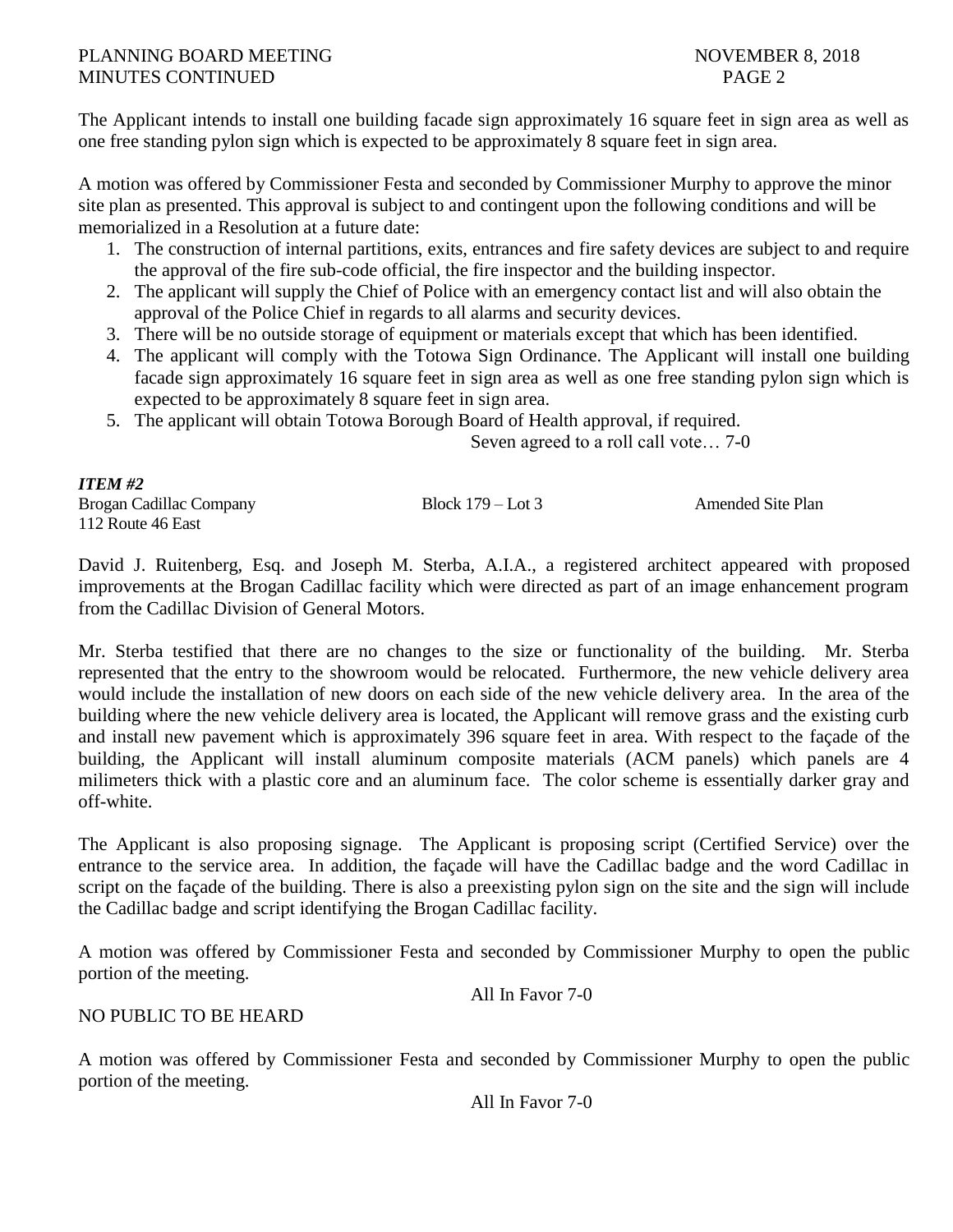The Applicant intends to install one building facade sign approximately 16 square feet in sign area as well as one free standing pylon sign which is expected to be approximately 8 square feet in sign area.

A motion was offered by Commissioner Festa and seconded by Commissioner Murphy to approve the minor site plan as presented. This approval is subject to and contingent upon the following conditions and will be memorialized in a Resolution at a future date:

1. The construction of internal partitions, exits, entrances and fire safety devices are subject to and require the approval of the fire sub-code official, the fire inspector and the building inspector.
2. The applicant will supply the Chief of Police with an emergency contact list and will also obtain the approval of the Police Chief in regards to all alarms and security devices.
3. There will be no outside storage of equipment or materials except that which has been identified.
4. The applicant will comply with the Totowa Sign Ordinance. The Applicant will install one building facade sign approximately 16 square feet in sign area as well as one free standing pylon sign which is expected to be approximately 8 square feet in sign area.
5. The applicant will obtain Totowa Borough Board of Health approval, if required.

Seven agreed to a roll call vote… 7-0

***ITEM #2***

Brogan Cadillac Company Block 179 – Lot 3 Amended Site Plan
112 Route 46 East

David J. Ruitenberg, Esq. and Joseph M. Sterba, A.I.A., a registered architect appeared with proposed improvements at the Brogan Cadillac facility which were directed as part of an image enhancement program from the Cadillac Division of General Motors.

Mr. Sterba testified that there are no changes to the size or functionality of the building. Mr. Sterba represented that the entry to the showroom would be relocated. Furthermore, the new vehicle delivery area would include the installation of new doors on each side of the new vehicle delivery area. In the area of the building where the new vehicle delivery area is located, the Applicant will remove grass and the existing curb and install new pavement which is approximately 396 square feet in area. With respect to the façade of the building, the Applicant will install aluminum composite materials (ACM panels) which panels are 4 milimeters thick with a plastic core and an aluminum face. The color scheme is essentially darker gray and off-white.

The Applicant is also proposing signage. The Applicant is proposing script (Certified Service) over the entrance to the service area. In addition, the façade will have the Cadillac badge and the word Cadillac in script on the façade of the building. There is also a preexisting pylon sign on the site and the sign will include the Cadillac badge and script identifying the Brogan Cadillac facility.

A motion was offered by Commissioner Festa and seconded by Commissioner Murphy to open the public portion of the meeting.

All In Favor 7-0

NO PUBLIC TO BE HEARD

A motion was offered by Commissioner Festa and seconded by Commissioner Murphy to open the public portion of the meeting.

All In Favor 7-0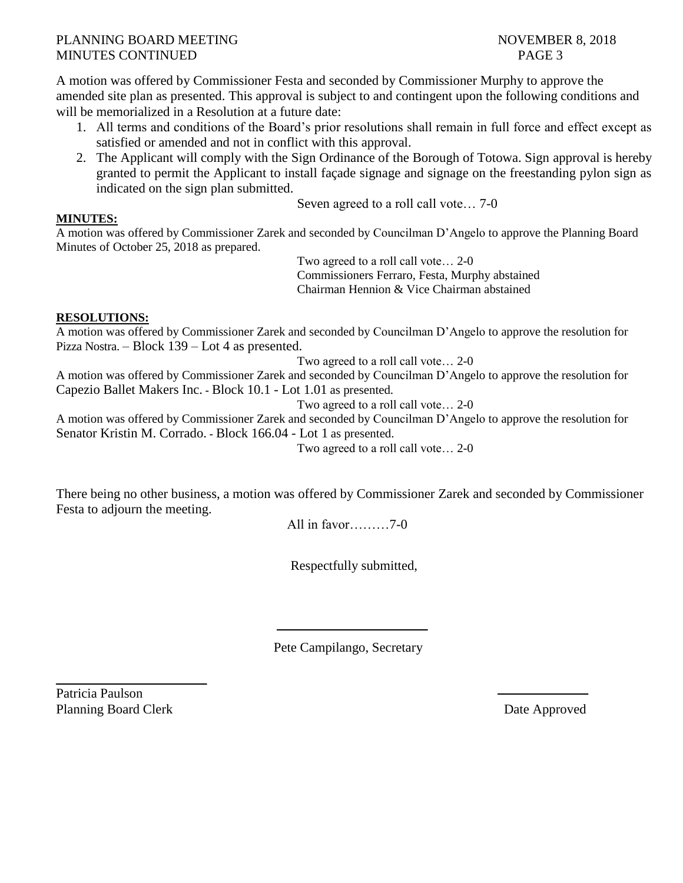A motion was offered by Commissioner Festa and seconded by Commissioner Murphy to approve the amended site plan as presented. This approval is subject to and contingent upon the following conditions and will be memorialized in a Resolution at a future date:

1. All terms and conditions of the Board's prior resolutions shall remain in full force and effect except as satisfied or amended and not in conflict with this approval.
2. The Applicant will comply with the Sign Ordinance of the Borough of Totowa. Sign approval is hereby granted to permit the Applicant to install façade signage and signage on the freestanding pylon sign as indicated on the sign plan submitted.

Seven agreed to a roll call vote… 7-0

**MINUTES:**

A motion was offered by Commissioner Zarek and seconded by Councilman D'Angelo to approve the Planning Board Minutes of October 25, 2018 as prepared.

Two agreed to a roll call vote… 2-0
Commissioners Ferraro, Festa, Murphy abstained
Chairman Hennion & Vice Chairman abstained

**RESOLUTIONS:**

A motion was offered by Commissioner Zarek and seconded by Councilman D'Angelo to approve the resolution for Pizza Nostra. – Block 139 – Lot 4 as presented.

Two agreed to a roll call vote… 2-0

A motion was offered by Commissioner Zarek and seconded by Councilman D'Angelo to approve the resolution for Capezio Ballet Makers Inc. - Block 10.1 - Lot 1.01 as presented.

Two agreed to a roll call vote… 2-0

A motion was offered by Commissioner Zarek and seconded by Councilman D'Angelo to approve the resolution for Senator Kristin M. Corrado. - Block 166.04 - Lot 1 as presented.

Two agreed to a roll call vote… 2-0

There being no other business, a motion was offered by Commissioner Zarek and seconded by Commissioner Festa to adjourn the meeting.

All in favor………7-0

Respectfully submitted,

Pete Campilango, Secretary

Patricia Paulson
Planning Board Clerk

Date Approved